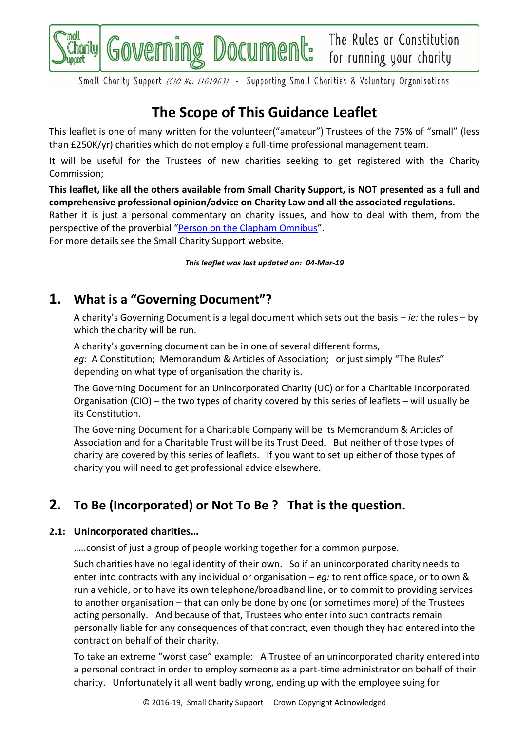# Governing Document: The Rules or Constitution for running your charity

Small Charity Support (CIO No: 1161963) - Supporting Small Charities & Voluntary Organisations

## The Scope of This Guidance Leaflet

This leaflet is one of many written for the volunteer("amateur") Trustees of the 75% of "small" (less than £250K/yr) charities which do not employ a full-time professional management team.

It will be useful for the Trustees of new charities seeking to get registered with the Charity Commission;

**This leaflet, like all the others available from Small Charity Support, is NOT presented as a full and comprehensive professional opinion/advice on Charity Law and all the associated regulations.**
Rather it is just a personal commentary on charity issues, and how to deal with them, from the perspective of the proverbial "Person on the Clapham Omnibus".
For more details see the Small Charity Support website.

***This leaflet was last updated on: 04-Mar-19***

## 1. What is a "Governing Document"?

A charity's Governing Document is a legal document which sets out the basis – *ie:* the rules – by which the charity will be run.

A charity's governing document can be in one of several different forms,
*eg:* A Constitution; Memorandum & Articles of Association; or just simply "The Rules" depending on what type of organisation the charity is.

The Governing Document for an Unincorporated Charity (UC) or for a Charitable Incorporated Organisation (CIO) – the two types of charity covered by this series of leaflets – will usually be its Constitution.

The Governing Document for a Charitable Company will be its Memorandum & Articles of Association and for a Charitable Trust will be its Trust Deed. But neither of those types of charity are covered by this series of leaflets. If you want to set up either of those types of charity you will need to get professional advice elsewhere.

## 2. To Be (Incorporated) or Not To Be ? That is the question.

### 2.1: Unincorporated charities…

…..consist of just a group of people working together for a common purpose.

Such charities have no legal identity of their own. So if an unincorporated charity needs to enter into contracts with any individual or organisation – *eg:* to rent office space, or to own & run a vehicle, or to have its own telephone/broadband line, or to commit to providing services to another organisation – that can only be done by one (or sometimes more) of the Trustees acting personally. And because of that, Trustees who enter into such contracts remain personally liable for any consequences of that contract, even though they had entered into the contract on behalf of their charity.

To take an extreme "worst case" example: A Trustee of an unincorporated charity entered into a personal contract in order to employ someone as a part-time administrator on behalf of their charity. Unfortunately it all went badly wrong, ending up with the employee suing for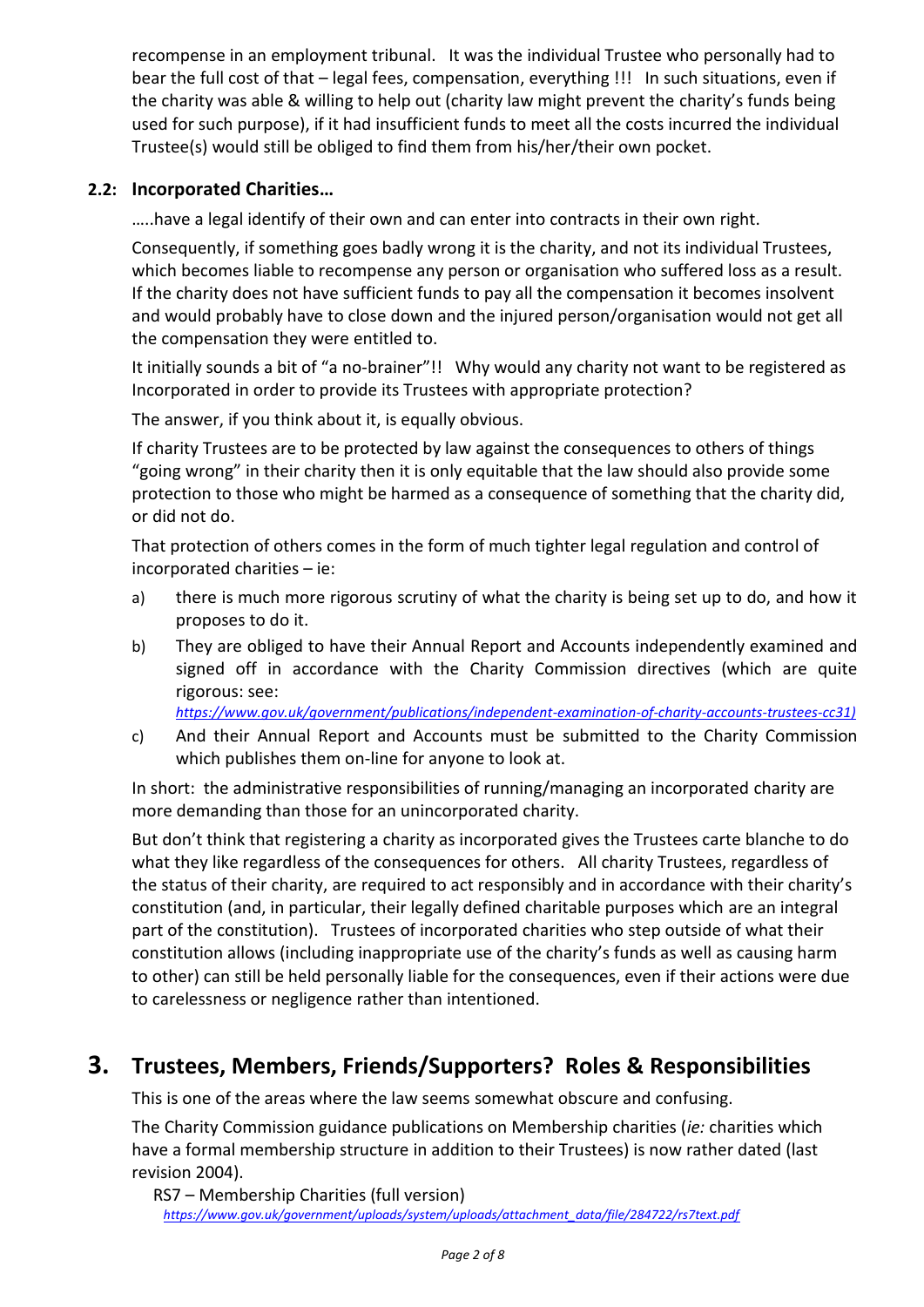recompense in an employment tribunal. It was the individual Trustee who personally had to bear the full cost of that – legal fees, compensation, everything !!! In such situations, even if the charity was able & willing to help out (charity law might prevent the charity's funds being used for such purpose), if it had insufficient funds to meet all the costs incurred the individual Trustee(s) would still be obliged to find them from his/her/their own pocket.

### 2.2: Incorporated Charities…

…..have a legal identify of their own and can enter into contracts in their own right.

Consequently, if something goes badly wrong it is the charity, and not its individual Trustees, which becomes liable to recompense any person or organisation who suffered loss as a result. If the charity does not have sufficient funds to pay all the compensation it becomes insolvent and would probably have to close down and the injured person/organisation would not get all the compensation they were entitled to.

It initially sounds a bit of "a no-brainer"!! Why would any charity not want to be registered as Incorporated in order to provide its Trustees with appropriate protection?

The answer, if you think about it, is equally obvious.

If charity Trustees are to be protected by law against the consequences to others of things "going wrong" in their charity then it is only equitable that the law should also provide some protection to those who might be harmed as a consequence of something that the charity did, or did not do.

That protection of others comes in the form of much tighter legal regulation and control of incorporated charities – ie:

a) there is much more rigorous scrutiny of what the charity is being set up to do, and how it proposes to do it.

b) They are obliged to have their Annual Report and Accounts independently examined and signed off in accordance with the Charity Commission directives (which are quite rigorous: see: *https://www.gov.uk/government/publications/independent-examination-of-charity-accounts-trustees-cc31)*

c) And their Annual Report and Accounts must be submitted to the Charity Commission which publishes them on-line for anyone to look at.

In short: the administrative responsibilities of running/managing an incorporated charity are more demanding than those for an unincorporated charity.

But don't think that registering a charity as incorporated gives the Trustees carte blanche to do what they like regardless of the consequences for others. All charity Trustees, regardless of the status of their charity, are required to act responsibly and in accordance with their charity's constitution (and, in particular, their legally defined charitable purposes which are an integral part of the constitution). Trustees of incorporated charities who step outside of what their constitution allows (including inappropriate use of the charity's funds as well as causing harm to other) can still be held personally liable for the consequences, even if their actions were due to carelessness or negligence rather than intentioned.

## 3. Trustees, Members, Friends/Supporters? Roles & Responsibilities

This is one of the areas where the law seems somewhat obscure and confusing.

The Charity Commission guidance publications on Membership charities (*ie:* charities which have a formal membership structure in addition to their Trustees) is now rather dated (last revision 2004).

RS7 – Membership Charities (full version)
*https://www.gov.uk/government/uploads/system/uploads/attachment_data/file/284722/rs7text.pdf*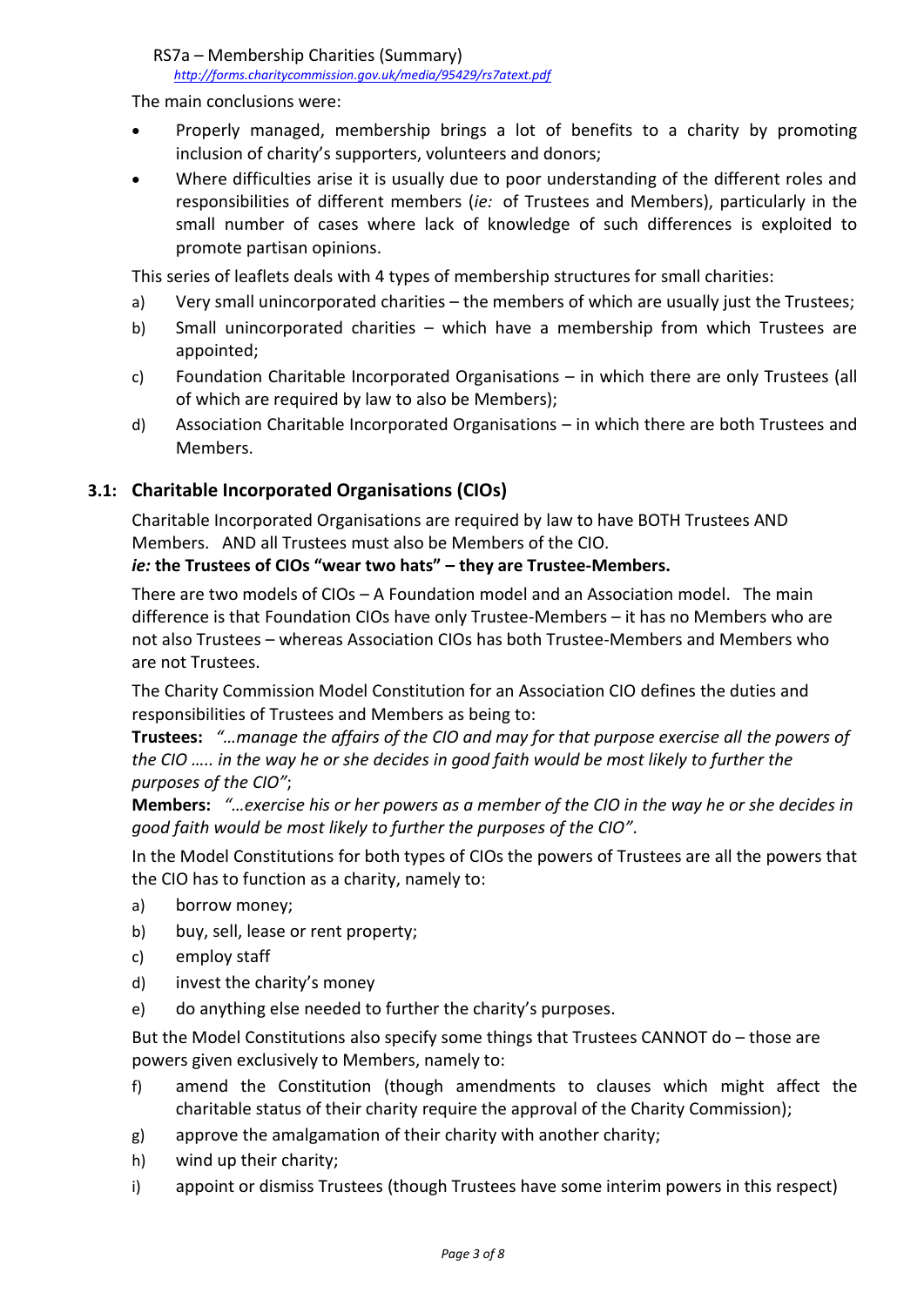RS7a – Membership Charities (Summary)
*http://forms.charitycommission.gov.uk/media/95429/rs7atext.pdf*

The main conclusions were:

- Properly managed, membership brings a lot of benefits to a charity by promoting inclusion of charity's supporters, volunteers and donors;
- Where difficulties arise it is usually due to poor understanding of the different roles and responsibilities of different members (*ie:* of Trustees and Members), particularly in the small number of cases where lack of knowledge of such differences is exploited to promote partisan opinions.

This series of leaflets deals with 4 types of membership structures for small charities:

a) Very small unincorporated charities – the members of which are usually just the Trustees;
b) Small unincorporated charities – which have a membership from which Trustees are appointed;
c) Foundation Charitable Incorporated Organisations – in which there are only Trustees (all of which are required by law to also be Members);
d) Association Charitable Incorporated Organisations – in which there are both Trustees and Members.

### 3.1: Charitable Incorporated Organisations (CIOs)

Charitable Incorporated Organisations are required by law to have BOTH Trustees AND Members. AND all Trustees must also be Members of the CIO.
***ie:* the Trustees of CIOs "wear two hats" – they are Trustee-Members.**

There are two models of CIOs – A Foundation model and an Association model. The main difference is that Foundation CIOs have only Trustee-Members – it has no Members who are not also Trustees – whereas Association CIOs has both Trustee-Members and Members who are not Trustees.

The Charity Commission Model Constitution for an Association CIO defines the duties and responsibilities of Trustees and Members as being to:
**Trustees:** *"…manage the affairs of the CIO and may for that purpose exercise all the powers of the CIO ….. in the way he or she decides in good faith would be most likely to further the purposes of the CIO"*;
**Members:** *"…exercise his or her powers as a member of the CIO in the way he or she decides in good faith would be most likely to further the purposes of the CIO"*.

In the Model Constitutions for both types of CIOs the powers of Trustees are all the powers that the CIO has to function as a charity, namely to:

a) borrow money;
b) buy, sell, lease or rent property;
c) employ staff
d) invest the charity's money
e) do anything else needed to further the charity's purposes.

But the Model Constitutions also specify some things that Trustees CANNOT do – those are powers given exclusively to Members, namely to:

f) amend the Constitution (though amendments to clauses which might affect the charitable status of their charity require the approval of the Charity Commission);
g) approve the amalgamation of their charity with another charity;
h) wind up their charity;
i) appoint or dismiss Trustees (though Trustees have some interim powers in this respect)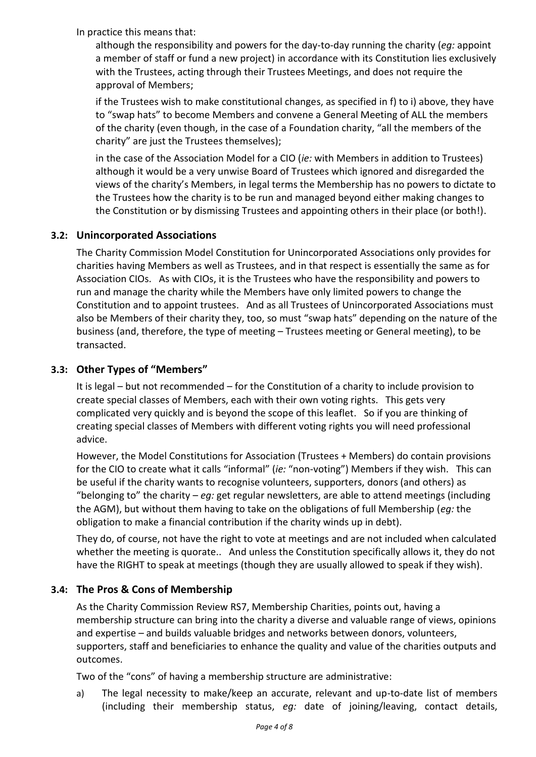In practice this means that:

although the responsibility and powers for the day-to-day running the charity (*eg:* appoint a member of staff or fund a new project) in accordance with its Constitution lies exclusively with the Trustees, acting through their Trustees Meetings, and does not require the approval of Members;

if the Trustees wish to make constitutional changes, as specified in f) to i) above, they have to "swap hats" to become Members and convene a General Meeting of ALL the members of the charity (even though, in the case of a Foundation charity, "all the members of the charity" are just the Trustees themselves);

in the case of the Association Model for a CIO (*ie:* with Members in addition to Trustees) although it would be a very unwise Board of Trustees which ignored and disregarded the views of the charity's Members, in legal terms the Membership has no powers to dictate to the Trustees how the charity is to be run and managed beyond either making changes to the Constitution or by dismissing Trustees and appointing others in their place (or both!).

### 3.2: Unincorporated Associations

The Charity Commission Model Constitution for Unincorporated Associations only provides for charities having Members as well as Trustees, and in that respect is essentially the same as for Association CIOs. As with CIOs, it is the Trustees who have the responsibility and powers to run and manage the charity while the Members have only limited powers to change the Constitution and to appoint trustees. And as all Trustees of Unincorporated Associations must also be Members of their charity they, too, so must "swap hats" depending on the nature of the business (and, therefore, the type of meeting – Trustees meeting or General meeting), to be transacted.

### 3.3: Other Types of "Members"

It is legal – but not recommended – for the Constitution of a charity to include provision to create special classes of Members, each with their own voting rights. This gets very complicated very quickly and is beyond the scope of this leaflet. So if you are thinking of creating special classes of Members with different voting rights you will need professional advice.

However, the Model Constitutions for Association (Trustees + Members) do contain provisions for the CIO to create what it calls "informal" (*ie:* "non-voting") Members if they wish. This can be useful if the charity wants to recognise volunteers, supporters, donors (and others) as "belonging to" the charity – *eg:* get regular newsletters, are able to attend meetings (including the AGM), but without them having to take on the obligations of full Membership (*eg:* the obligation to make a financial contribution if the charity winds up in debt).

They do, of course, not have the right to vote at meetings and are not included when calculated whether the meeting is quorate.. And unless the Constitution specifically allows it, they do not have the RIGHT to speak at meetings (though they are usually allowed to speak if they wish).

### 3.4: The Pros & Cons of Membership

As the Charity Commission Review RS7, Membership Charities, points out, having a membership structure can bring into the charity a diverse and valuable range of views, opinions and expertise – and builds valuable bridges and networks between donors, volunteers, supporters, staff and beneficiaries to enhance the quality and value of the charities outputs and outcomes.

Two of the "cons" of having a membership structure are administrative:

a) The legal necessity to make/keep an accurate, relevant and up-to-date list of members (including their membership status, *eg:* date of joining/leaving, contact details,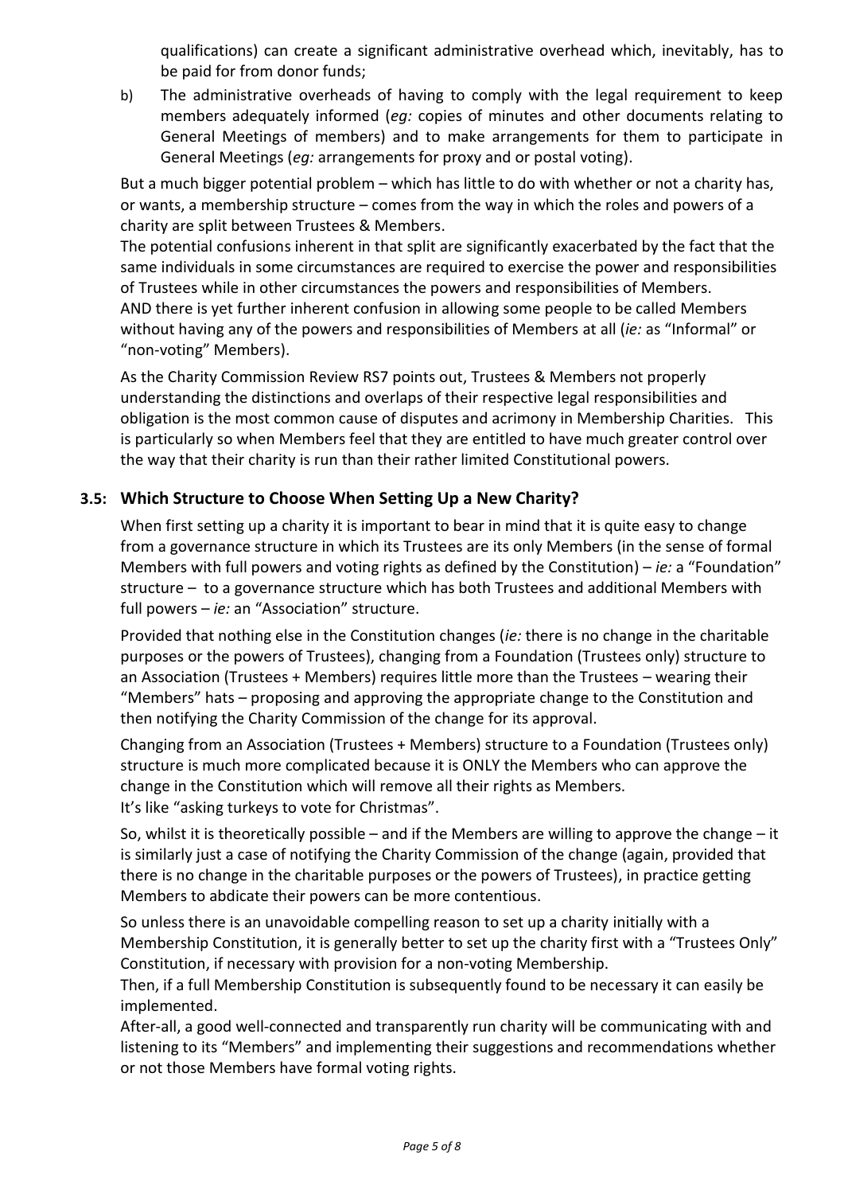qualifications) can create a significant administrative overhead which, inevitably, has to be paid for from donor funds;

b) The administrative overheads of having to comply with the legal requirement to keep members adequately informed (*eg:* copies of minutes and other documents relating to General Meetings of members) and to make arrangements for them to participate in General Meetings (*eg:* arrangements for proxy and or postal voting).

But a much bigger potential problem – which has little to do with whether or not a charity has, or wants, a membership structure – comes from the way in which the roles and powers of a charity are split between Trustees & Members.
The potential confusions inherent in that split are significantly exacerbated by the fact that the same individuals in some circumstances are required to exercise the power and responsibilities of Trustees while in other circumstances the powers and responsibilities of Members.
AND there is yet further inherent confusion in allowing some people to be called Members without having any of the powers and responsibilities of Members at all (*ie:* as "Informal" or "non-voting" Members).

As the Charity Commission Review RS7 points out, Trustees & Members not properly understanding the distinctions and overlaps of their respective legal responsibilities and obligation is the most common cause of disputes and acrimony in Membership Charities. This is particularly so when Members feel that they are entitled to have much greater control over the way that their charity is run than their rather limited Constitutional powers.

### 3.5: Which Structure to Choose When Setting Up a New Charity?

When first setting up a charity it is important to bear in mind that it is quite easy to change from a governance structure in which its Trustees are its only Members (in the sense of formal Members with full powers and voting rights as defined by the Constitution) – *ie:* a "Foundation" structure – to a governance structure which has both Trustees and additional Members with full powers – *ie:* an "Association" structure.

Provided that nothing else in the Constitution changes (*ie:* there is no change in the charitable purposes or the powers of Trustees), changing from a Foundation (Trustees only) structure to an Association (Trustees + Members) requires little more than the Trustees – wearing their "Members" hats – proposing and approving the appropriate change to the Constitution and then notifying the Charity Commission of the change for its approval.

Changing from an Association (Trustees + Members) structure to a Foundation (Trustees only) structure is much more complicated because it is ONLY the Members who can approve the change in the Constitution which will remove all their rights as Members.
It's like "asking turkeys to vote for Christmas".

So, whilst it is theoretically possible – and if the Members are willing to approve the change – it is similarly just a case of notifying the Charity Commission of the change (again, provided that there is no change in the charitable purposes or the powers of Trustees), in practice getting Members to abdicate their powers can be more contentious.

So unless there is an unavoidable compelling reason to set up a charity initially with a Membership Constitution, it is generally better to set up the charity first with a "Trustees Only" Constitution, if necessary with provision for a non-voting Membership.
Then, if a full Membership Constitution is subsequently found to be necessary it can easily be implemented.
After-all, a good well-connected and transparently run charity will be communicating with and listening to its "Members" and implementing their suggestions and recommendations whether or not those Members have formal voting rights.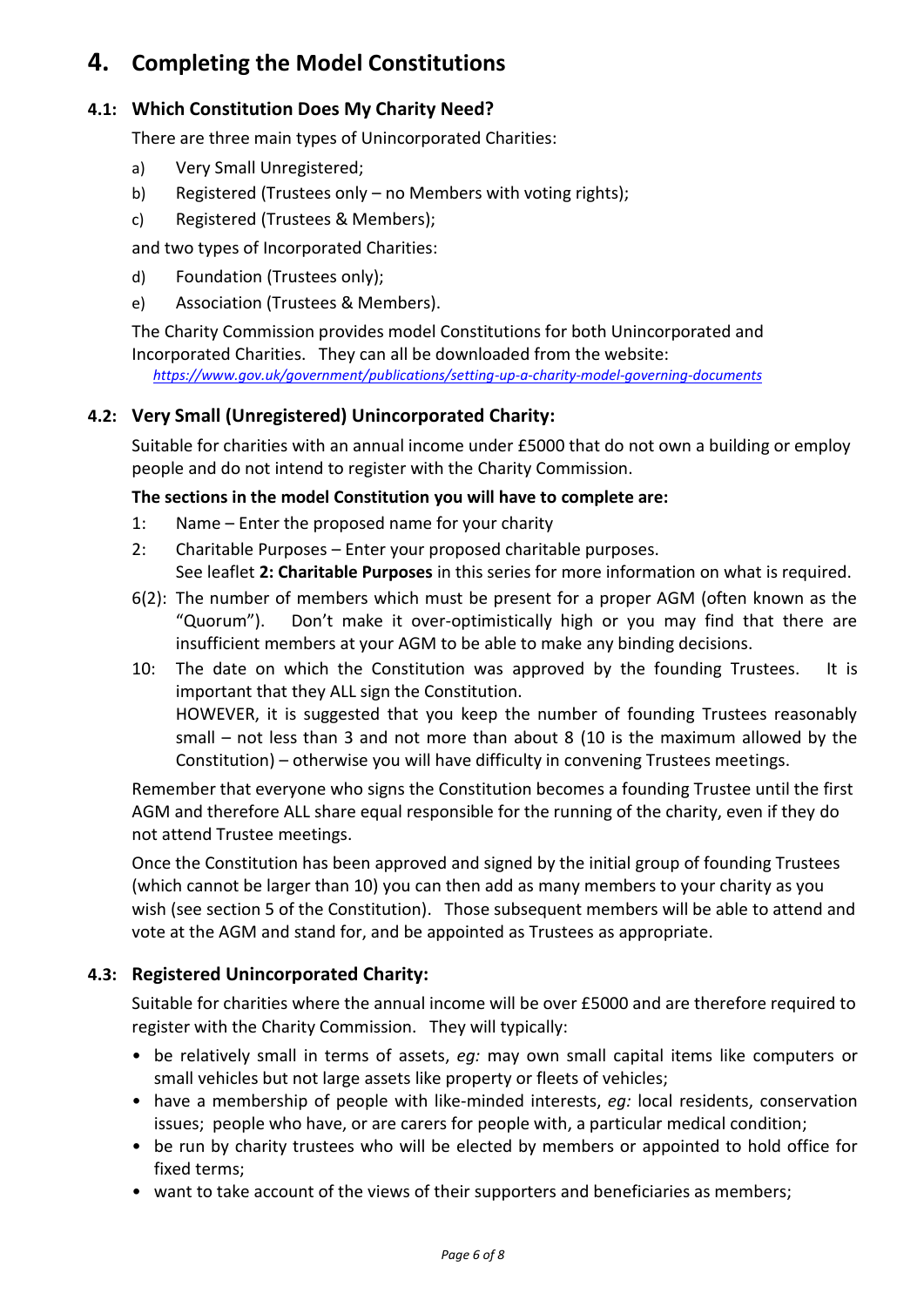# 4. Completing the Model Constitutions

## 4.1: Which Constitution Does My Charity Need?

There are three main types of Unincorporated Charities:

a) Very Small Unregistered;
b) Registered (Trustees only – no Members with voting rights);
c) Registered (Trustees & Members);

and two types of Incorporated Charities:

d) Foundation (Trustees only);
e) Association (Trustees & Members).

The Charity Commission provides model Constitutions for both Unincorporated and Incorporated Charities. They can all be downloaded from the website:
*https://www.gov.uk/government/publications/setting-up-a-charity-model-governing-documents*

## 4.2: Very Small (Unregistered) Unincorporated Charity:

Suitable for charities with an annual income under £5000 that do not own a building or employ people and do not intend to register with the Charity Commission.

**The sections in the model Constitution you will have to complete are:**

1: Name – Enter the proposed name for your charity

2: Charitable Purposes – Enter your proposed charitable purposes.
See leaflet **2: Charitable Purposes** in this series for more information on what is required.

6(2): The number of members which must be present for a proper AGM (often known as the "Quorum"). Don't make it over-optimistically high or you may find that there are insufficient members at your AGM to be able to make any binding decisions.

10: The date on which the Constitution was approved by the founding Trustees. It is important that they ALL sign the Constitution.
HOWEVER, it is suggested that you keep the number of founding Trustees reasonably small – not less than 3 and not more than about 8 (10 is the maximum allowed by the Constitution) – otherwise you will have difficulty in convening Trustees meetings.

Remember that everyone who signs the Constitution becomes a founding Trustee until the first AGM and therefore ALL share equal responsible for the running of the charity, even if they do not attend Trustee meetings.

Once the Constitution has been approved and signed by the initial group of founding Trustees (which cannot be larger than 10) you can then add as many members to your charity as you wish (see section 5 of the Constitution). Those subsequent members will be able to attend and vote at the AGM and stand for, and be appointed as Trustees as appropriate.

## 4.3: Registered Unincorporated Charity:

Suitable for charities where the annual income will be over £5000 and are therefore required to register with the Charity Commission. They will typically:

- be relatively small in terms of assets, *eg:* may own small capital items like computers or small vehicles but not large assets like property or fleets of vehicles;
- have a membership of people with like-minded interests, *eg:* local residents, conservation issues; people who have, or are carers for people with, a particular medical condition;
- be run by charity trustees who will be elected by members or appointed to hold office for fixed terms;
- want to take account of the views of their supporters and beneficiaries as members;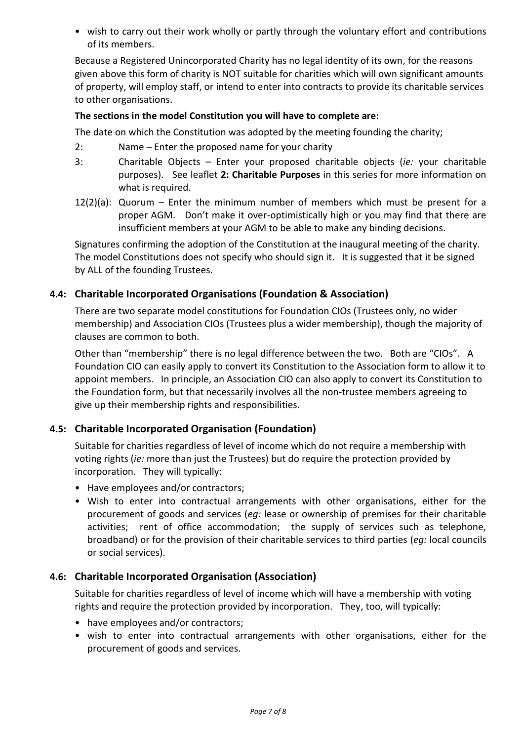- wish to carry out their work wholly or partly through the voluntary effort and contributions of its members.

Because a Registered Unincorporated Charity has no legal identity of its own, for the reasons given above this form of charity is NOT suitable for charities which will own significant amounts of property, will employ staff, or intend to enter into contracts to provide its charitable services to other organisations.

**The sections in the model Constitution you will have to complete are:**

The date on which the Constitution was adopted by the meeting founding the charity;

- 2: Name – Enter the proposed name for your charity
- 3: Charitable Objects – Enter your proposed charitable objects (*ie:* your charitable purposes). See leaflet **2: Charitable Purposes** in this series for more information on what is required.
- 12(2)(a): Quorum – Enter the minimum number of members which must be present for a proper AGM. Don't make it over-optimistically high or you may find that there are insufficient members at your AGM to be able to make any binding decisions.

Signatures confirming the adoption of the Constitution at the inaugural meeting of the charity. The model Constitutions does not specify who should sign it. It is suggested that it be signed by ALL of the founding Trustees.

### 4.4: Charitable Incorporated Organisations (Foundation & Association)

There are two separate model constitutions for Foundation CIOs (Trustees only, no wider membership) and Association CIOs (Trustees plus a wider membership), though the majority of clauses are common to both.

Other than "membership" there is no legal difference between the two. Both are "CIOs". A Foundation CIO can easily apply to convert its Constitution to the Association form to allow it to appoint members. In principle, an Association CIO can also apply to convert its Constitution to the Foundation form, but that necessarily involves all the non-trustee members agreeing to give up their membership rights and responsibilities.

### 4.5: Charitable Incorporated Organisation (Foundation)

Suitable for charities regardless of level of income which do not require a membership with voting rights (*ie:* more than just the Trustees) but do require the protection provided by incorporation. They will typically:

- Have employees and/or contractors;
- Wish to enter into contractual arrangements with other organisations, either for the procurement of goods and services (*eg:* lease or ownership of premises for their charitable activities; rent of office accommodation; the supply of services such as telephone, broadband) or for the provision of their charitable services to third parties (*eg:* local councils or social services).

### 4.6: Charitable Incorporated Organisation (Association)

Suitable for charities regardless of level of income which will have a membership with voting rights and require the protection provided by incorporation. They, too, will typically:

- have employees and/or contractors;
- wish to enter into contractual arrangements with other organisations, either for the procurement of goods and services.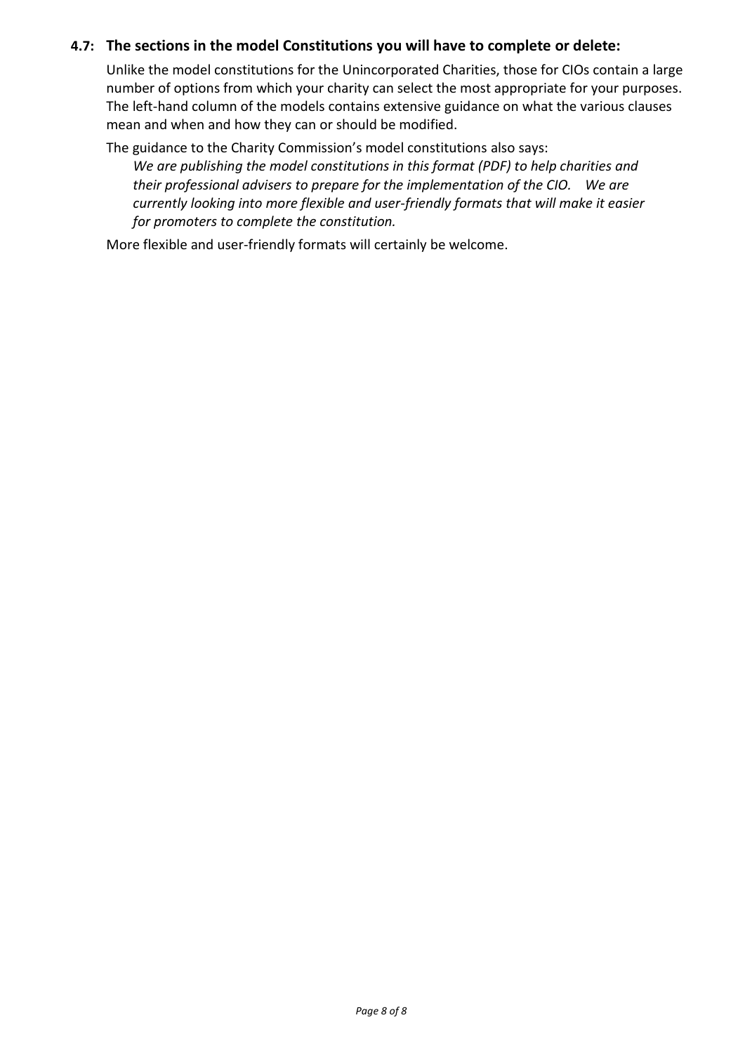### 4.7: The sections in the model Constitutions you will have to complete or delete:

Unlike the model constitutions for the Unincorporated Charities, those for CIOs contain a large number of options from which your charity can select the most appropriate for your purposes. The left-hand column of the models contains extensive guidance on what the various clauses mean and when and how they can or should be modified.

The guidance to the Charity Commission's model constitutions also says:

> *We are publishing the model constitutions in this format (PDF) to help charities and their professional advisers to prepare for the implementation of the CIO. We are currently looking into more flexible and user-friendly formats that will make it easier for promoters to complete the constitution.*

More flexible and user-friendly formats will certainly be welcome.